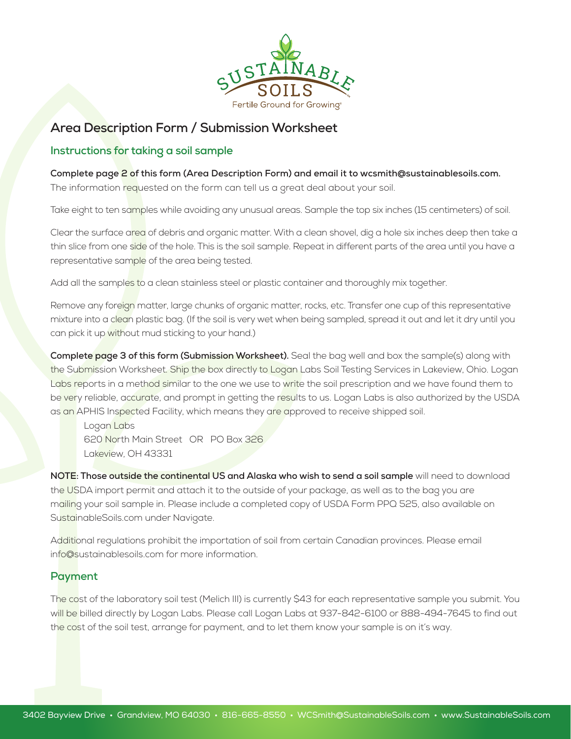# Area Description Form / Submission Worksheet

## Instructions for taking a soil sample

**Complete page 2 of this form (Area Description Form) and email it to wcsmith@sustainablesoils.com.** The information requested on the form can tell us a great deal about your soil.

Take eight to ten samples while avoiding any unusual areas. Sample the top six inches (15 centimeters) of soil.

Clear the surface area of debris and organic matter. With a clean shovel, dig a hole six inches deep then take a thin slice from one side of the hole. This is the soil sample. Repeat in different parts of the area until you have a representative sample of the area being tested.

Add all the samples to a clean stainless steel or plastic container and thoroughly mix together.

Remove any foreign matter, large chunks of organic matter, rocks, etc. Transfer one cup of this representative mixture into a clean plastic bag. (If the soil is very wet when being sampled, spread it out and let it dry until you can pick it up without mud sticking to your hand.)

**Complete page 3 of this form (Submission Worksheet).** Seal the bag well and box the sample(s) along with the Submission Worksheet. Ship the box directly to Logan Labs Soil Testing Services in Lakeview, Ohio. Logan Labs reports in a method similar to the one we use to write the soil prescription and we have found them to be very reliable, accurate, and prompt in getting the results to us. Logan Labs is also authorized by the USDA as an APHIS Inspected Facility, which means they are approved to receive shipped soil.

Logan Labs
620 North Main Street OR PO Box 326
Lakeview, OH 43331

**NOTE: Those outside the continental US and Alaska who wish to send a soil sample** will need to download the USDA import permit and attach it to the outside of your package, as well as to the bag you are mailing your soil sample in. Please include a completed copy of USDA Form PPQ 525, also available on SustainableSoils.com under Navigate.

Additional regulations prohibit the importation of soil from certain Canadian provinces. Please email info@sustainablesoils.com for more information.

## Payment

The cost of the laboratory soil test (Melich III) is currently $43 for each representative sample you submit. You will be billed directly by Logan Labs. Please call Logan Labs at 937-842-6100 or 888-494-7645 to find out the cost of the soil test, arrange for payment, and to let them know your sample is on it's way.

3402 Bayview Drive • Grandview, MO 64030 • 816-665-8550 • WCSmith@SustainableSoils.com • www.SustainableSoils.com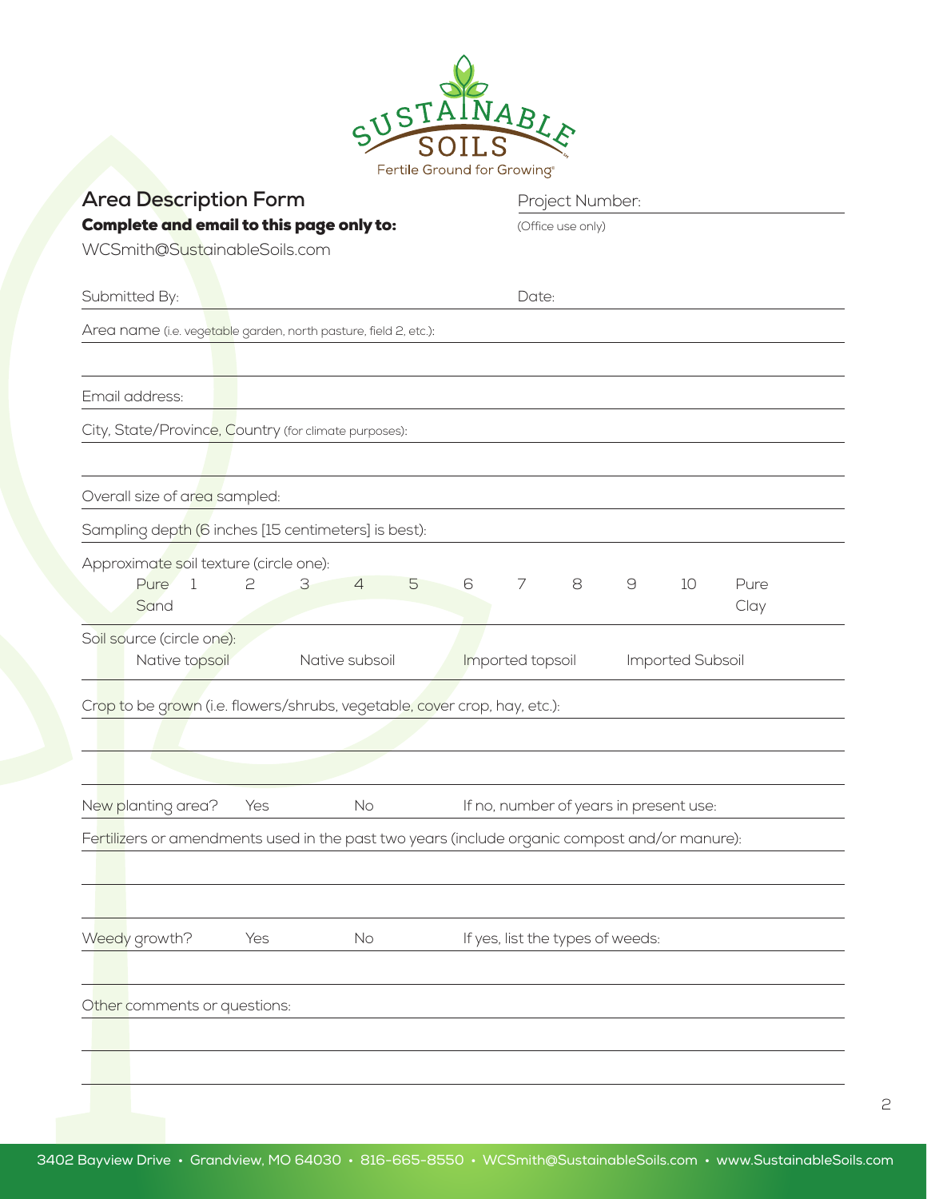SUSTAINABLE SOILS
Fertile Ground for Growing®

## Area Description Form

**Complete and email to this page only to:**
WCSmith@SustainableSoils.com

Project Number: ____________________
(Office use only)

Submitted By: ____________________ Date: ____________________

Area name (i.e. vegetable garden, north pasture, field 2, etc.): ____________________

Email address: ____________________

City, State/Province, Country (for climate purposes): ____________________

Overall size of area sampled: ____________________

Sampling depth (6 inches [15 centimeters] is best): ____________________

Approximate soil texture (circle one):

| Pure Sand | 1 | 2 | 3 | 4 | 5 | 6 | 7 | 8 | 9 | 10 | Pure Clay |
|---|---|---|---|---|---|---|---|---|---|---|---|

Soil source (circle one):

Native topsoil   Native subsoil   Imported topsoil   Imported Subsoil

Crop to be grown (i.e. flowers/shrubs, vegetable, cover crop, hay, etc.): ____________________

New planting area?   Yes   No   If no, number of years in present use: ____________________

Fertilizers or amendments used in the past two years (include organic compost and/or manure): ____________________

Weedy growth?   Yes   No   If yes, list the types of weeds: ____________________

Other comments or questions: ____________________

3402 Bayview Drive • Grandview, MO 64030 • 816-665-8550 • WCSmith@SustainableSoils.com • www.SustainableSoils.com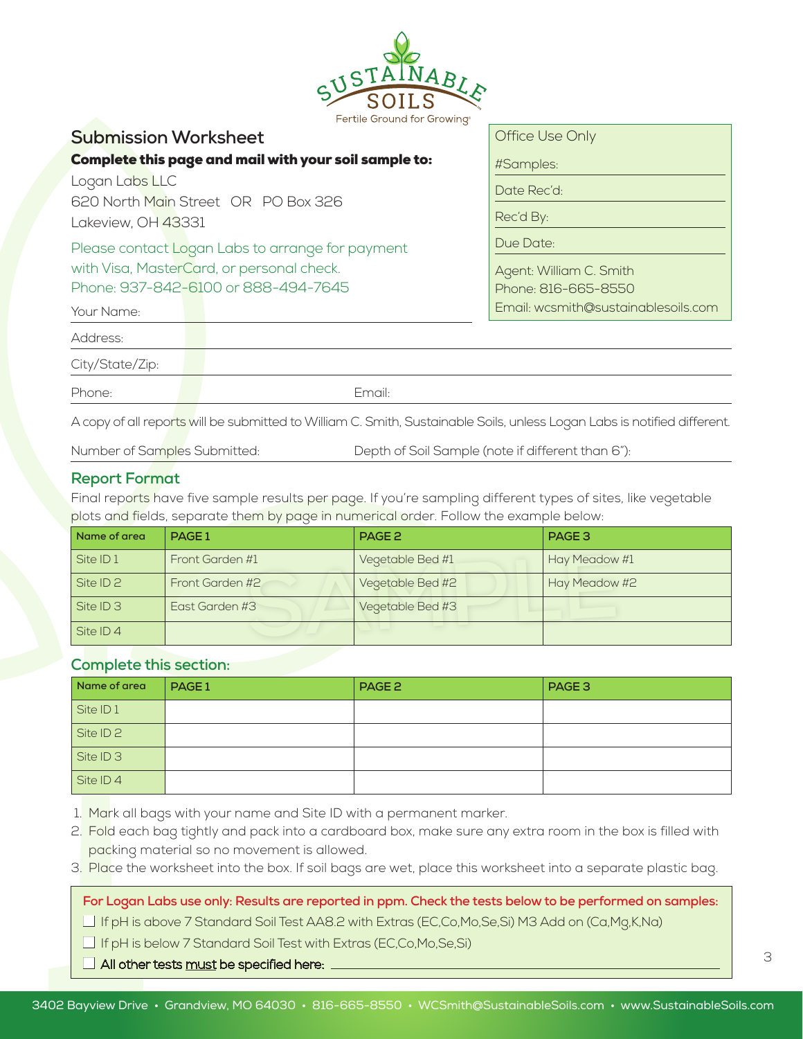SUSTAINABLE SOILS
Fertile Ground for Growing

## Submission Worksheet

**Complete this page and mail with your soil sample to:**

Logan Labs LLC
620 North Main Street OR PO Box 326
Lakeview, OH 43331

Please contact Logan Labs to arrange for payment with Visa, MasterCard, or personal check.
Phone: 937-842-6100 or 888-494-7645

| Office Use Only |
|---|
| #Samples: |
| Date Rec'd: |
| Rec'd By: |
| Due Date: |
| Agent: William C. Smith<br>Phone: 816-665-8550<br>Email: wcsmith@sustainablesoils.com |

Your Name:

Address:

City/State/Zip:

Phone: Email:

A copy of all reports will be submitted to William C. Smith, Sustainable Soils, unless Logan Labs is notified different.

Number of Samples Submitted: Depth of Soil Sample (note if different than 6"):

### Report Format

Final reports have five sample results per page. If you're sampling different types of sites, like vegetable plots and fields, separate them by page in numerical order. Follow the example below:

| Name of area | PAGE 1 | PAGE 2 | PAGE 3 |
|---|---|---|---|
| Site ID 1 | Front Garden #1 | Vegetable Bed #1 | Hay Meadow #1 |
| Site ID 2 | Front Garden #2 | Vegetable Bed #2 | Hay Meadow #2 |
| Site ID 3 | East Garden #3 | Vegetable Bed #3 | |
| Site ID 4 | | | |

SAMPLE

### Complete this section:

| Name of area | PAGE 1 | PAGE 2 | PAGE 3 |
|---|---|---|---|
| Site ID 1 | | | |
| Site ID 2 | | | |
| Site ID 3 | | | |
| Site ID 4 | | | |

1. Mark all bags with your name and Site ID with a permanent marker.
2. Fold each bag tightly and pack into a cardboard box, make sure any extra room in the box is filled with packing material so no movement is allowed.
3. Place the worksheet into the box. If soil bags are wet, place this worksheet into a separate plastic bag.

**For Logan Labs use only: Results are reported in ppm. Check the tests below to be performed on samples:**

- ☐ If pH is above 7 Standard Soil Test AA8.2 with Extras (EC,Co,Mo,Se,Si) M3 Add on (Ca,Mg,K,Na)
- ☐ If pH is below 7 Standard Soil Test with Extras (EC,Co,Mo,Se,Si)
- ☐ All other tests must be specified here:

3402 Bayview Drive • Grandview, MO 64030 • 816-665-8550 • WCSmith@SustainableSoils.com • www.SustainableSoils.com